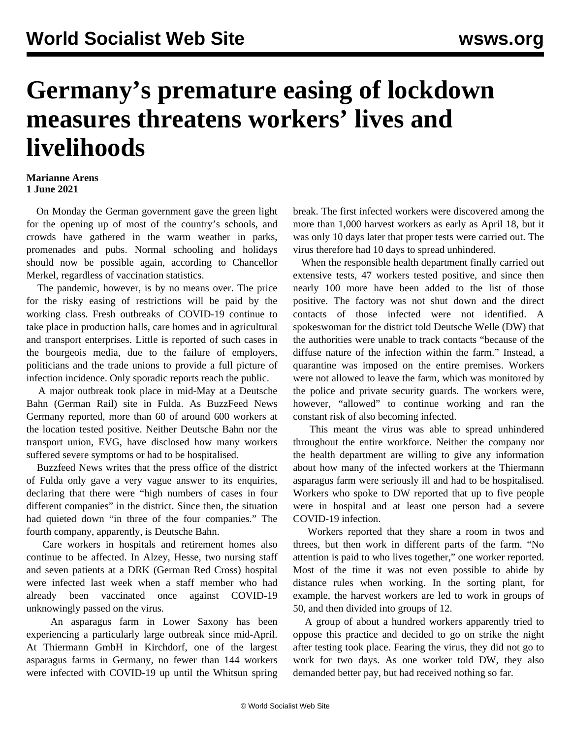# Germany’s premature easing of lockdown measures threatens workers’ lives and livelihoods

**Marianne Arens**
**1 June 2021**

On Monday the German government gave the green light for the opening up of most of the country’s schools, and crowds have gathered in the warm weather in parks, promenades and pubs. Normal schooling and holidays should now be possible again, according to Chancellor Merkel, regardless of vaccination statistics.

The pandemic, however, is by no means over. The price for the risky easing of restrictions will be paid by the working class. Fresh outbreaks of COVID-19 continue to take place in production halls, care homes and in agricultural and transport enterprises. Little is reported of such cases in the bourgeois media, due to the failure of employers, politicians and the trade unions to provide a full picture of infection incidence. Only sporadic reports reach the public.

A major outbreak took place in mid-May at a Deutsche Bahn (German Rail) site in Fulda. As BuzzFeed News Germany reported, more than 60 of around 600 workers at the location tested positive. Neither Deutsche Bahn nor the transport union, EVG, have disclosed how many workers suffered severe symptoms or had to be hospitalised.

Buzzfeed News writes that the press office of the district of Fulda only gave a very vague answer to its enquiries, declaring that there were “high numbers of cases in four different companies” in the district. Since then, the situation had quieted down “in three of the four companies.” The fourth company, apparently, is Deutsche Bahn.

Care workers in hospitals and retirement homes also continue to be affected. In Alzey, Hesse, two nursing staff and seven patients at a DRK (German Red Cross) hospital were infected last week when a staff member who had already been vaccinated once against COVID-19 unknowingly passed on the virus.

An asparagus farm in Lower Saxony has been experiencing a particularly large outbreak since mid-April. At Thiermann GmbH in Kirchdorf, one of the largest asparagus farms in Germany, no fewer than 144 workers were infected with COVID-19 up until the Whitsun spring break. The first infected workers were discovered among the more than 1,000 harvest workers as early as April 18, but it was only 10 days later that proper tests were carried out. The virus therefore had 10 days to spread unhindered.

When the responsible health department finally carried out extensive tests, 47 workers tested positive, and since then nearly 100 more have been added to the list of those positive. The factory was not shut down and the direct contacts of those infected were not identified. A spokeswoman for the district told Deutsche Welle (DW) that the authorities were unable to track contacts “because of the diffuse nature of the infection within the farm.” Instead, a quarantine was imposed on the entire premises. Workers were not allowed to leave the farm, which was monitored by the police and private security guards. The workers were, however, “allowed” to continue working and ran the constant risk of also becoming infected.

This meant the virus was able to spread unhindered throughout the entire workforce. Neither the company nor the health department are willing to give any information about how many of the infected workers at the Thiermann asparagus farm were seriously ill and had to be hospitalised. Workers who spoke to DW reported that up to five people were in hospital and at least one person had a severe COVID-19 infection.

Workers reported that they share a room in twos and threes, but then work in different parts of the farm. “No attention is paid to who lives together,” one worker reported. Most of the time it was not even possible to abide by distance rules when working. In the sorting plant, for example, the harvest workers are led to work in groups of 50, and then divided into groups of 12.

A group of about a hundred workers apparently tried to oppose this practice and decided to go on strike the night after testing took place. Fearing the virus, they did not go to work for two days. As one worker told DW, they also demanded better pay, but had received nothing so far.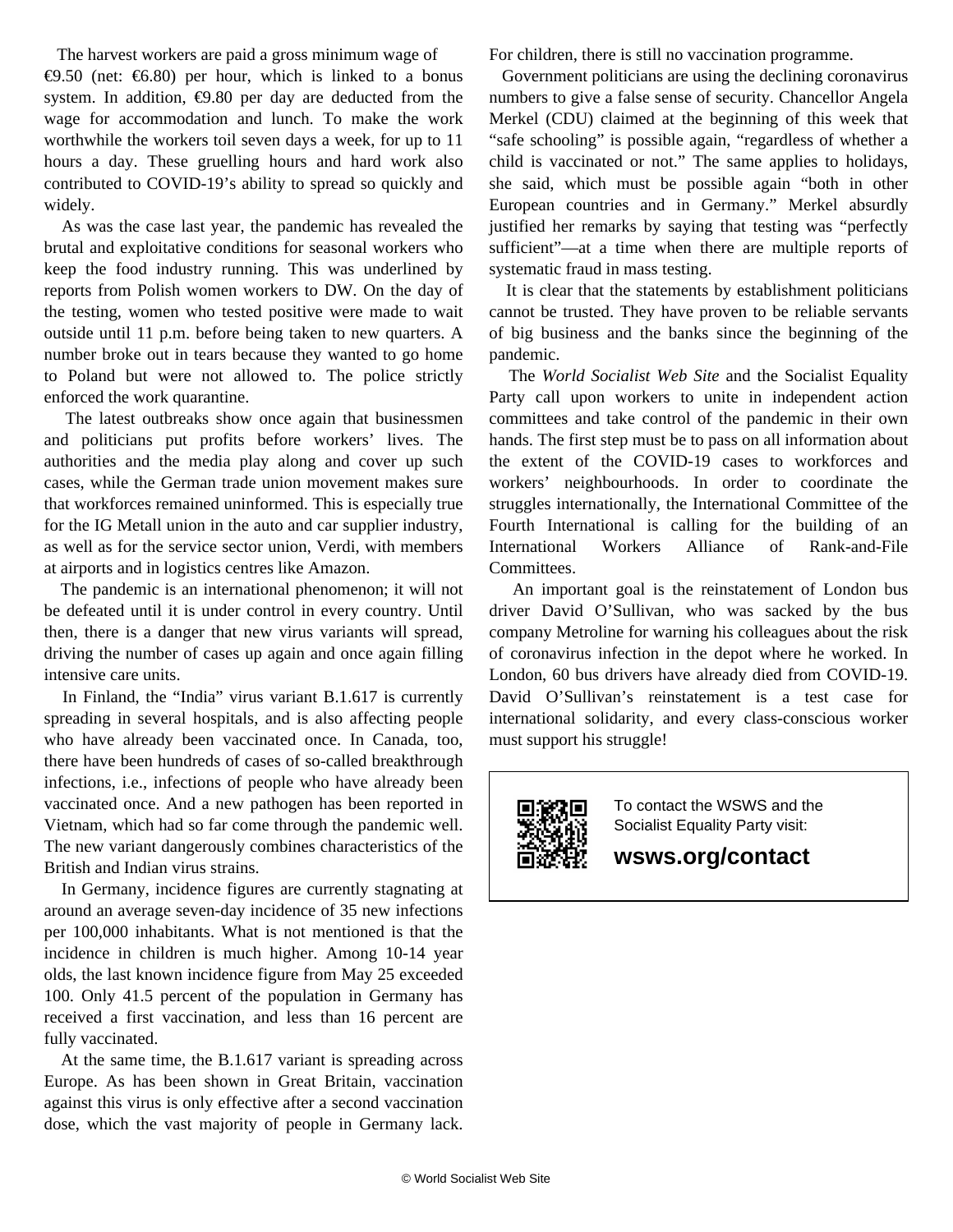The harvest workers are paid a gross minimum wage of €9.50 (net: €6.80) per hour, which is linked to a bonus system. In addition, €9.80 per day are deducted from the wage for accommodation and lunch. To make the work worthwhile the workers toil seven days a week, for up to 11 hours a day. These gruelling hours and hard work also contributed to COVID-19's ability to spread so quickly and widely.

As was the case last year, the pandemic has revealed the brutal and exploitative conditions for seasonal workers who keep the food industry running. This was underlined by reports from Polish women workers to DW. On the day of the testing, women who tested positive were made to wait outside until 11 p.m. before being taken to new quarters. A number broke out in tears because they wanted to go home to Poland but were not allowed to. The police strictly enforced the work quarantine.

The latest outbreaks show once again that businessmen and politicians put profits before workers' lives. The authorities and the media play along and cover up such cases, while the German trade union movement makes sure that workforces remained uninformed. This is especially true for the IG Metall union in the auto and car supplier industry, as well as for the service sector union, Verdi, with members at airports and in logistics centres like Amazon.

The pandemic is an international phenomenon; it will not be defeated until it is under control in every country. Until then, there is a danger that new virus variants will spread, driving the number of cases up again and once again filling intensive care units.

In Finland, the "India" virus variant B.1.617 is currently spreading in several hospitals, and is also affecting people who have already been vaccinated once. In Canada, too, there have been hundreds of cases of so-called breakthrough infections, i.e., infections of people who have already been vaccinated once. And a new pathogen has been reported in Vietnam, which had so far come through the pandemic well. The new variant dangerously combines characteristics of the British and Indian virus strains.

In Germany, incidence figures are currently stagnating at around an average seven-day incidence of 35 new infections per 100,000 inhabitants. What is not mentioned is that the incidence in children is much higher. Among 10-14 year olds, the last known incidence figure from May 25 exceeded 100. Only 41.5 percent of the population in Germany has received a first vaccination, and less than 16 percent are fully vaccinated.

At the same time, the B.1.617 variant is spreading across Europe. As has been shown in Great Britain, vaccination against this virus is only effective after a second vaccination dose, which the vast majority of people in Germany lack. For children, there is still no vaccination programme.

Government politicians are using the declining coronavirus numbers to give a false sense of security. Chancellor Angela Merkel (CDU) claimed at the beginning of this week that "safe schooling" is possible again, "regardless of whether a child is vaccinated or not." The same applies to holidays, she said, which must be possible again "both in other European countries and in Germany." Merkel absurdly justified her remarks by saying that testing was "perfectly sufficient"—at a time when there are multiple reports of systematic fraud in mass testing.

It is clear that the statements by establishment politicians cannot be trusted. They have proven to be reliable servants of big business and the banks since the beginning of the pandemic.

The *World Socialist Web Site* and the Socialist Equality Party call upon workers to unite in independent action committees and take control of the pandemic in their own hands. The first step must be to pass on all information about the extent of the COVID-19 cases to workforces and workers' neighbourhoods. In order to coordinate the struggles internationally, the International Committee of the Fourth International is calling for the building of an International Workers Alliance of Rank-and-File Committees.

An important goal is the reinstatement of London bus driver David O'Sullivan, who was sacked by the bus company Metroline for warning his colleagues about the risk of coronavirus infection in the depot where he worked. In London, 60 bus drivers have already died from COVID-19. David O'Sullivan's reinstatement is a test case for international solidarity, and every class-conscious worker must support his struggle!

To contact the WSWS and the Socialist Equality Party visit:

**wsws.org/contact**